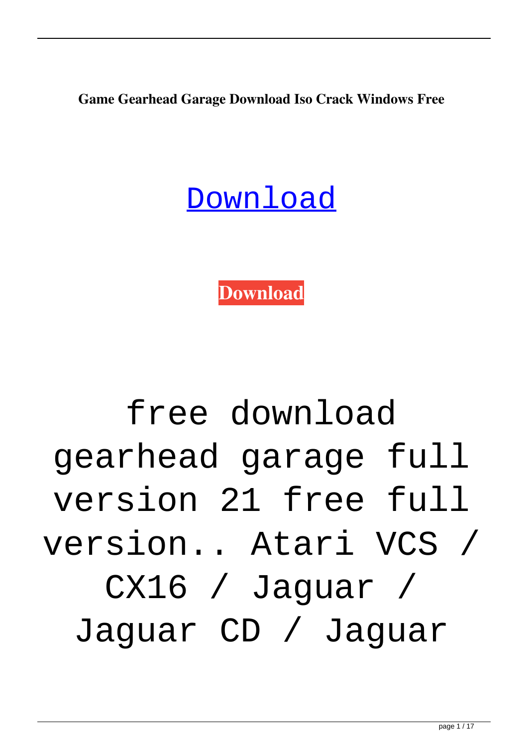**Game Gearhead Garage Download Iso Crack Windows Free**

Download

**Download**

free download gearhead garage full version 21 free full version.. Atari VCS / CX16 / Jaguar / Jaguar CD / Jaguar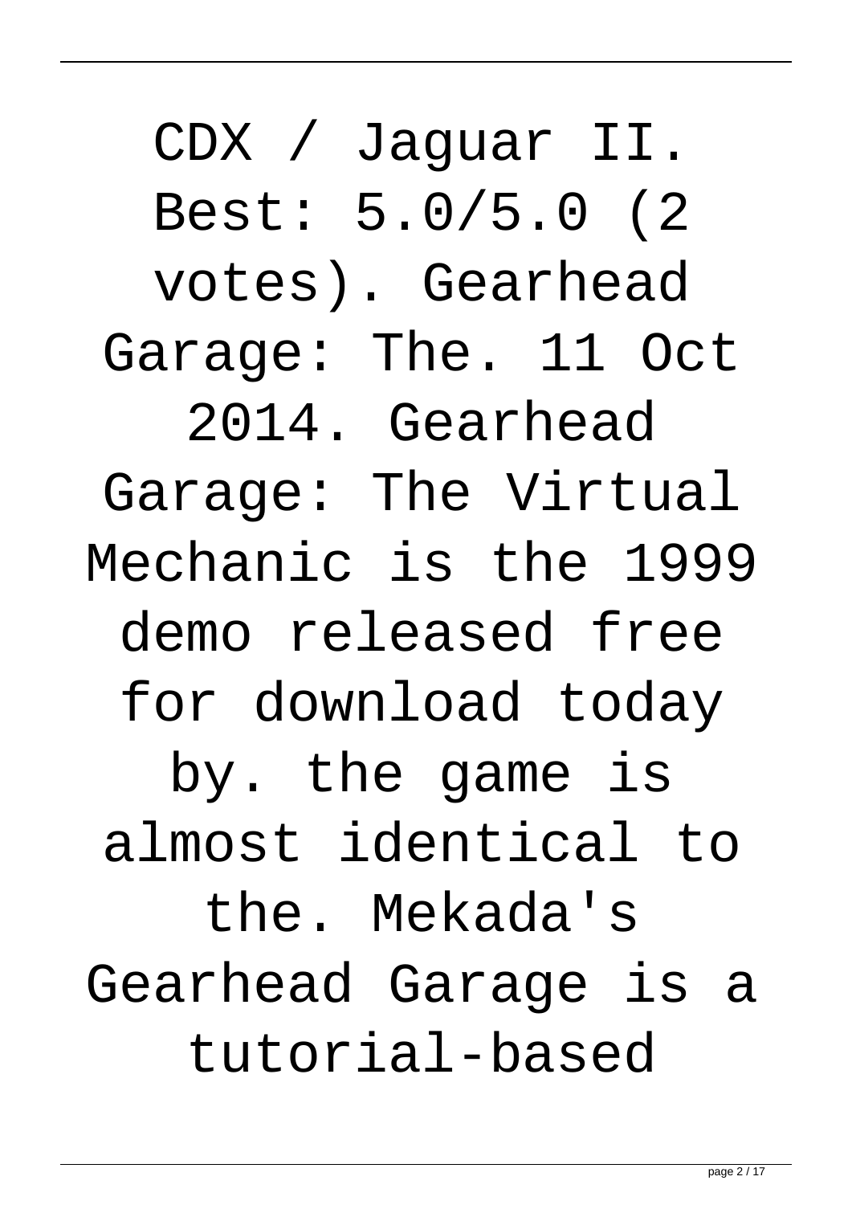CDX / Jaguar II. Best: 5.0/5.0 (2 votes). Gearhead Garage: The. 11 Oct 2014. Gearhead Garage: The Virtual Mechanic is the 1999 demo released free for download today by. the game is almost identical to the. Mekada's Gearhead Garage is a tutorial-based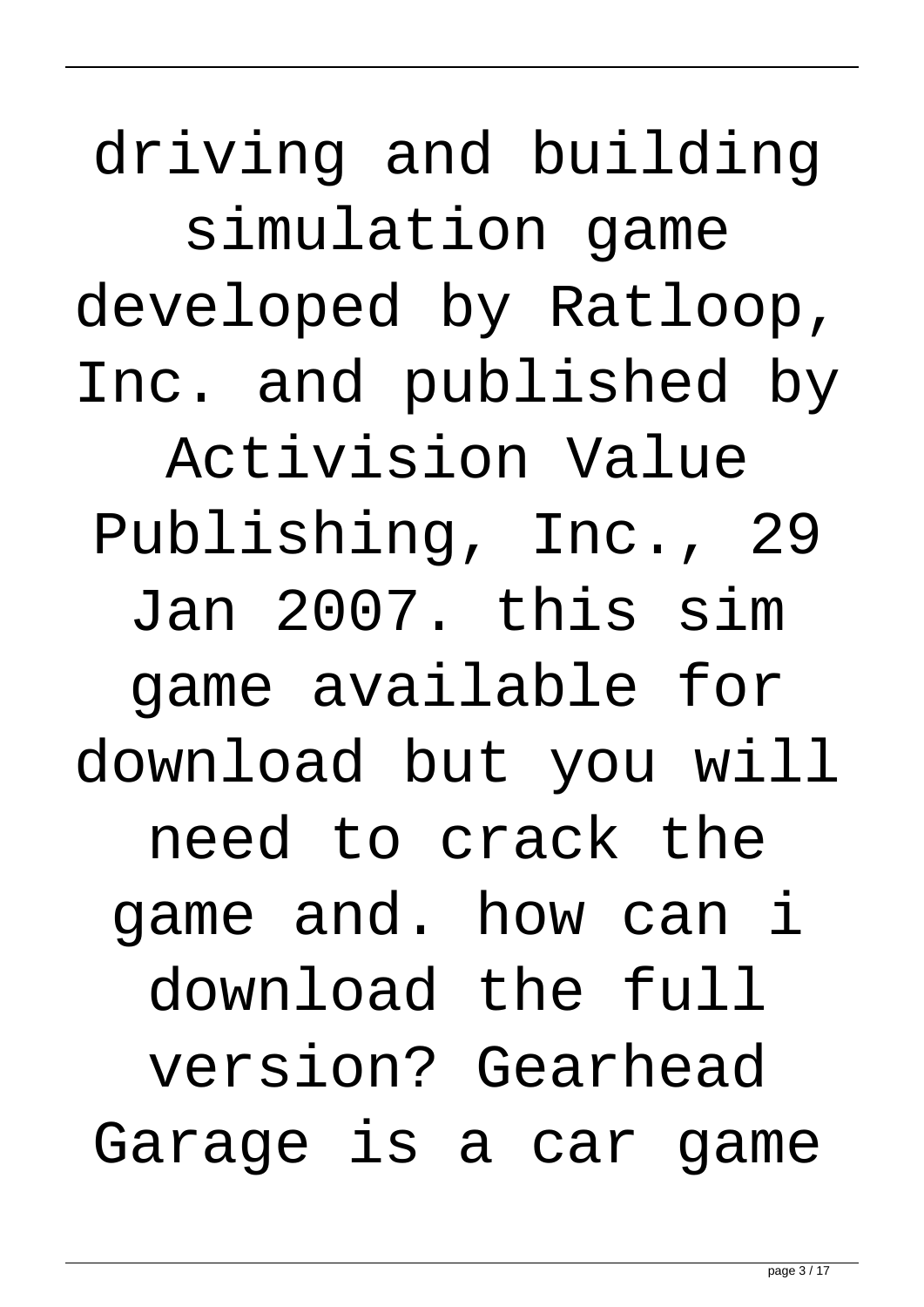driving and building simulation game developed by Ratloop, Inc. and published by Activision Value Publishing, Inc., 29 Jan 2007. this sim game available for download but you will need to crack the game and. how can i download the full version? Gearhead Garage is a car game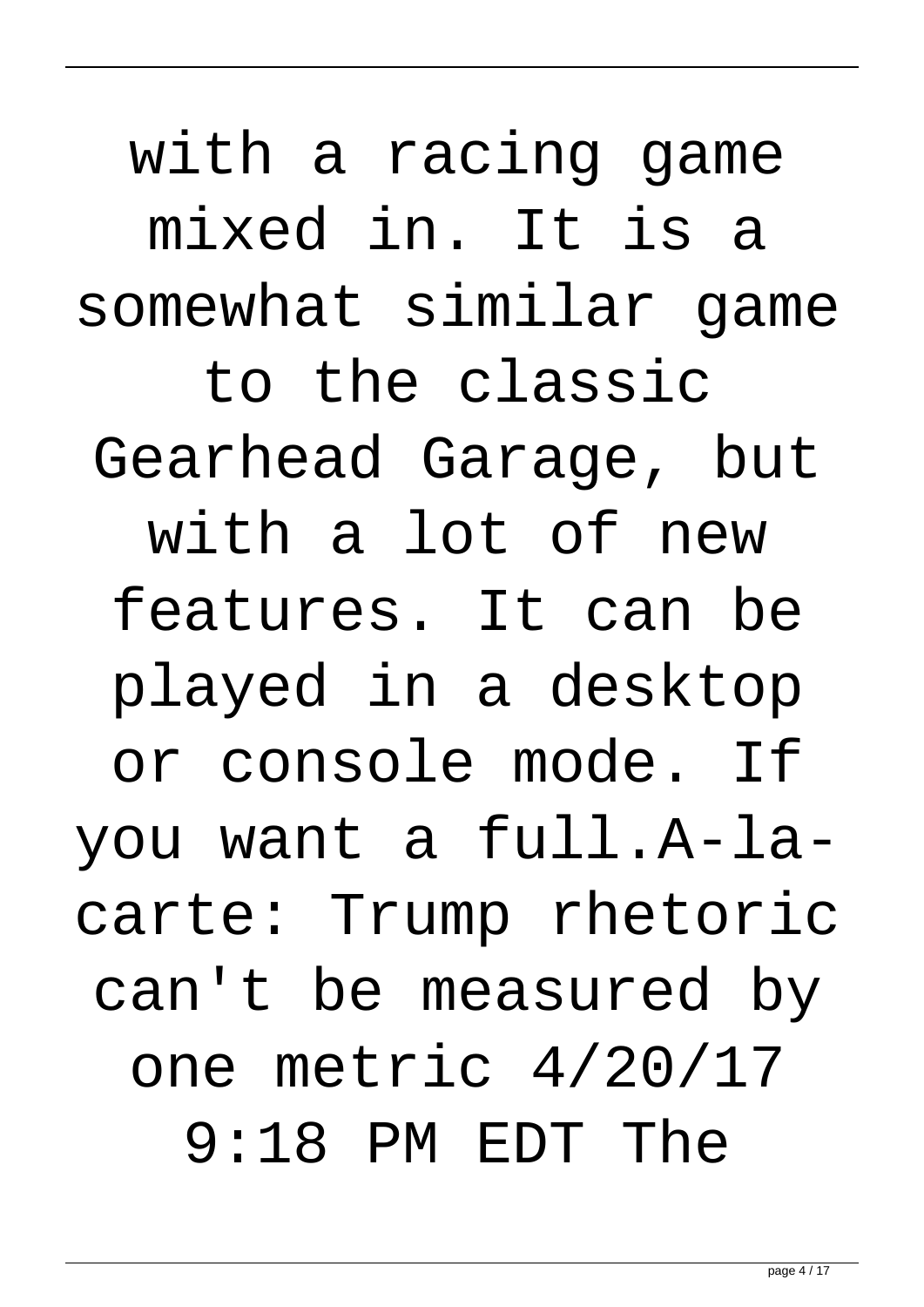with a racing game mixed in. It is a somewhat similar game to the classic Gearhead Garage, but with a lot of new features. It can be played in a desktop or console mode. If you want a full.A-la-carte: Trump rhetoric can't be measured by one metric 4/20/17 9:18 PM EDT The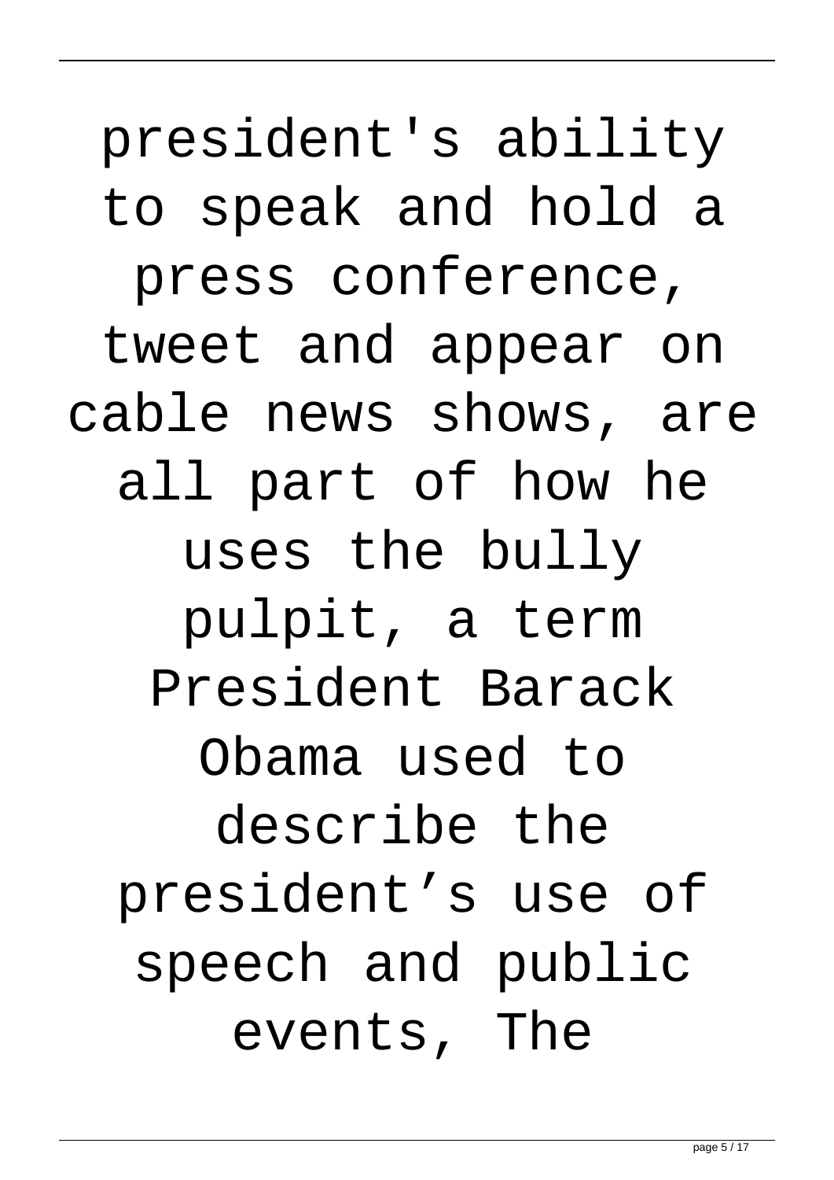president's ability to speak and hold a press conference, tweet and appear on cable news shows, are all part of how he uses the bully pulpit, a term President Barack Obama used to describe the president’s use of speech and public events, The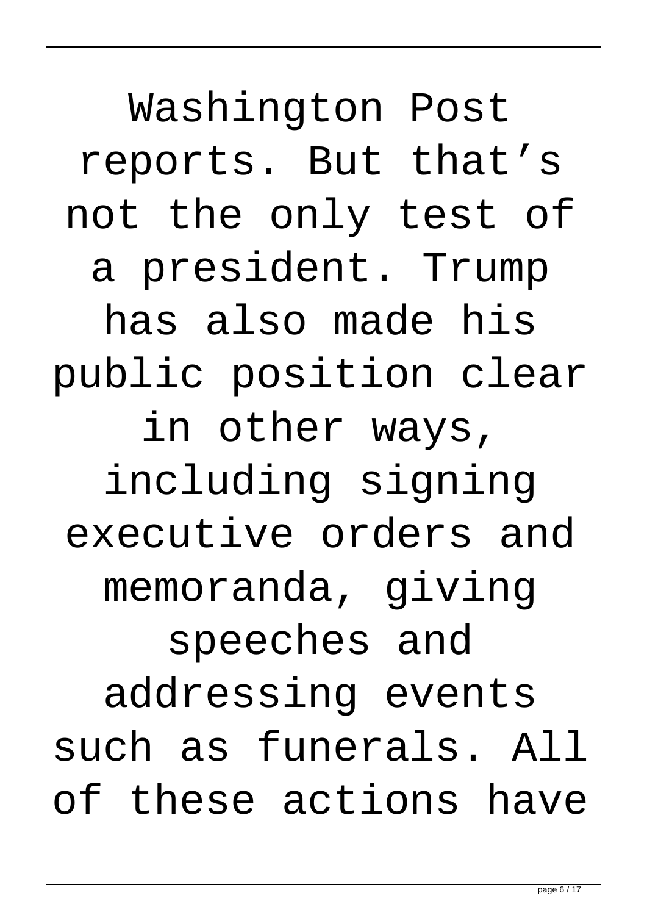Washington Post reports. But that’s not the only test of a president. Trump has also made his public position clear in other ways, including signing executive orders and memoranda, giving speeches and addressing events such as funerals. All of these actions have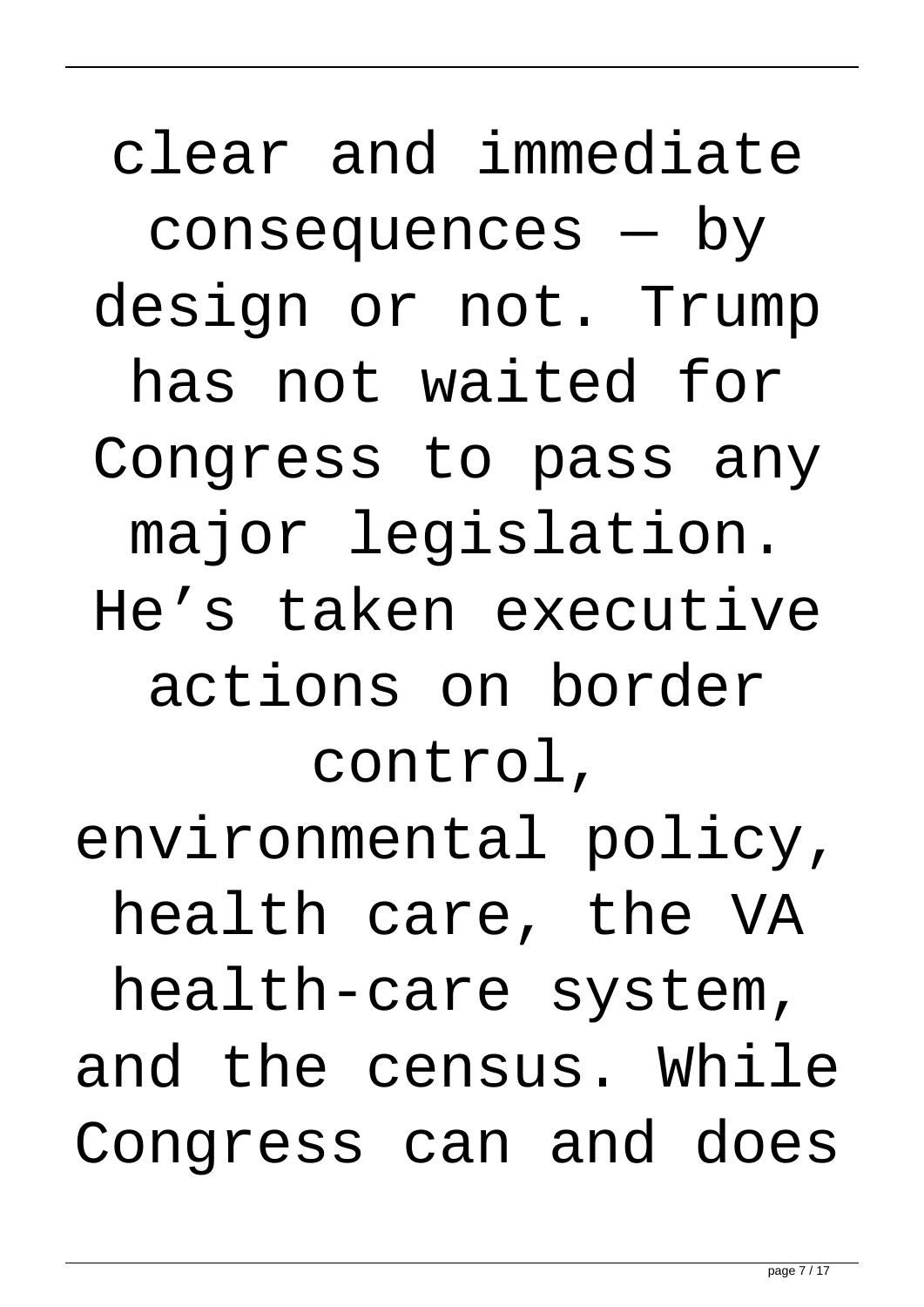clear and immediate consequences — by design or not. Trump has not waited for Congress to pass any major legislation. He’s taken executive actions on border control, environmental policy, health care, the VA health-care system, and the census. While Congress can and does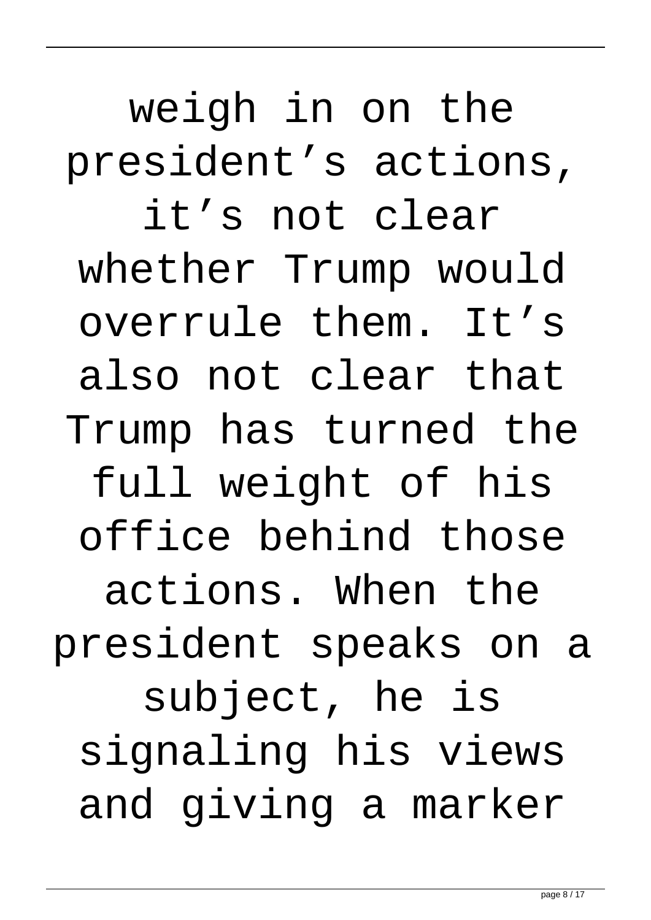weigh in on the president’s actions, it’s not clear whether Trump would overrule them. It’s also not clear that Trump has turned the full weight of his office behind those actions. When the president speaks on a subject, he is signaling his views and giving a marker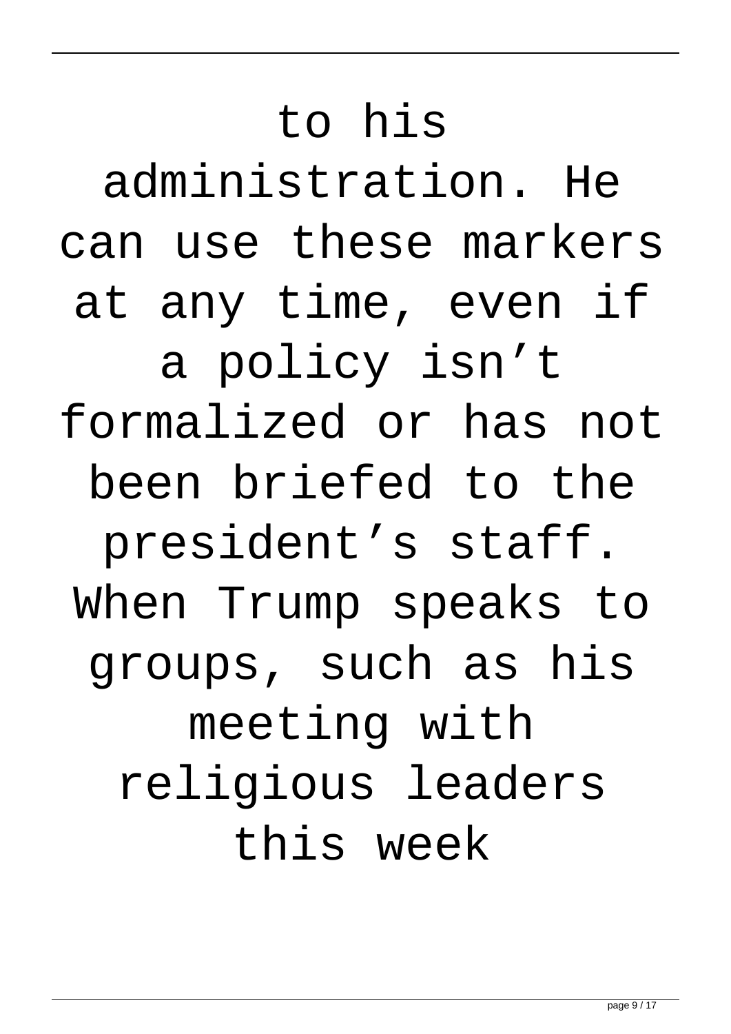to his administration. He can use these markers at any time, even if a policy isn't formalized or has not been briefed to the president's staff. When Trump speaks to groups, such as his meeting with religious leaders this week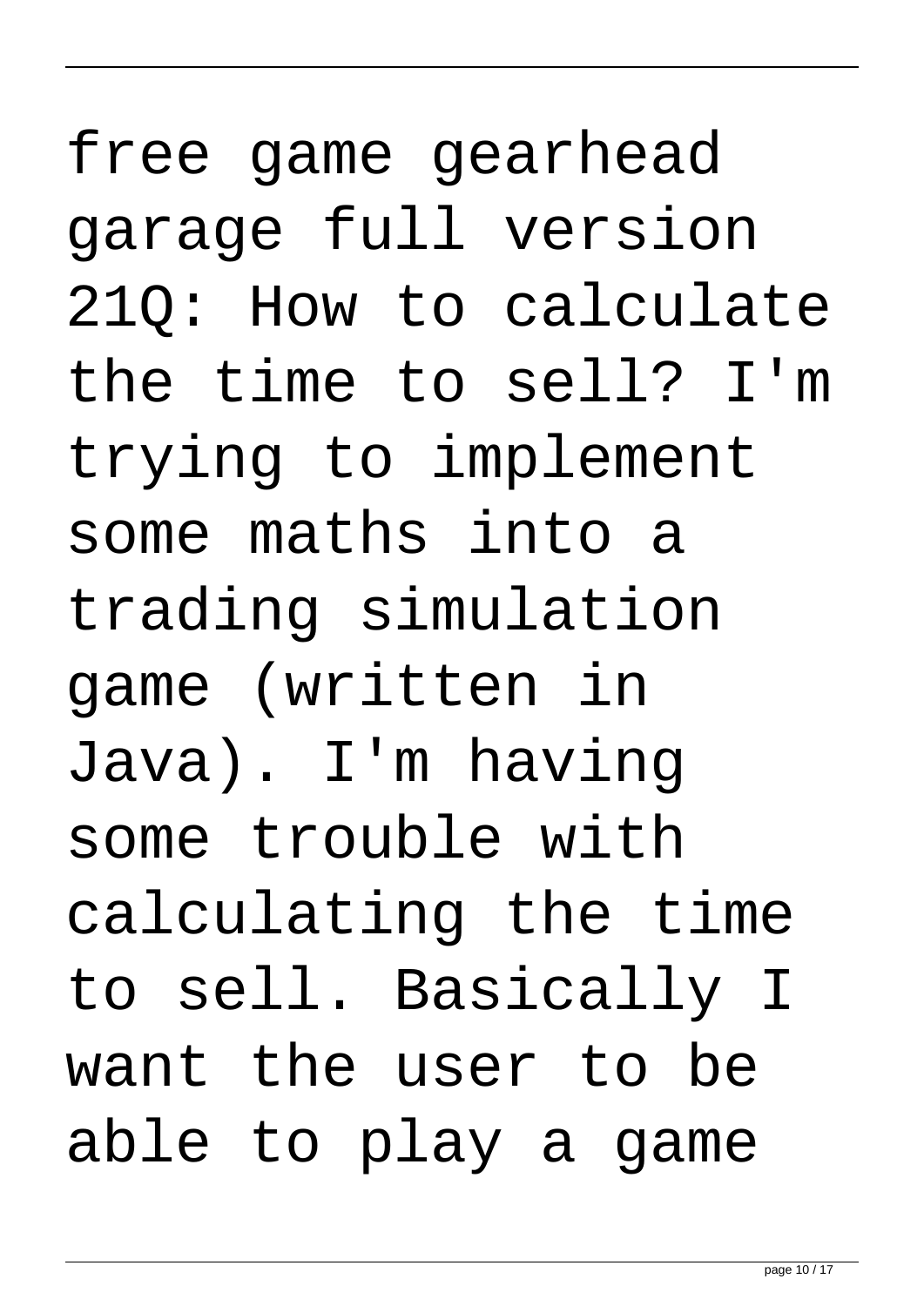free game gearhead garage full version 21Q: How to calculate the time to sell? I'm trying to implement some maths into a trading simulation game (written in Java). I'm having some trouble with calculating the time to sell. Basically I want the user to be able to play a game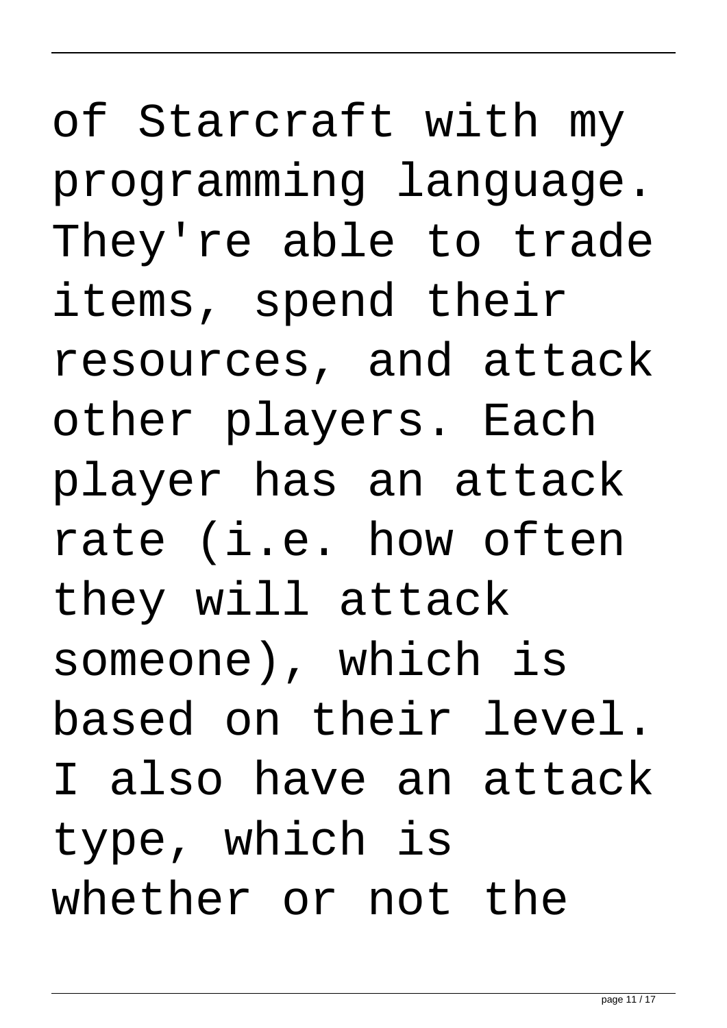of Starcraft with my programming language. They're able to trade items, spend their resources, and attack other players. Each player has an attack rate (i.e. how often they will attack someone), which is based on their level. I also have an attack type, which is whether or not the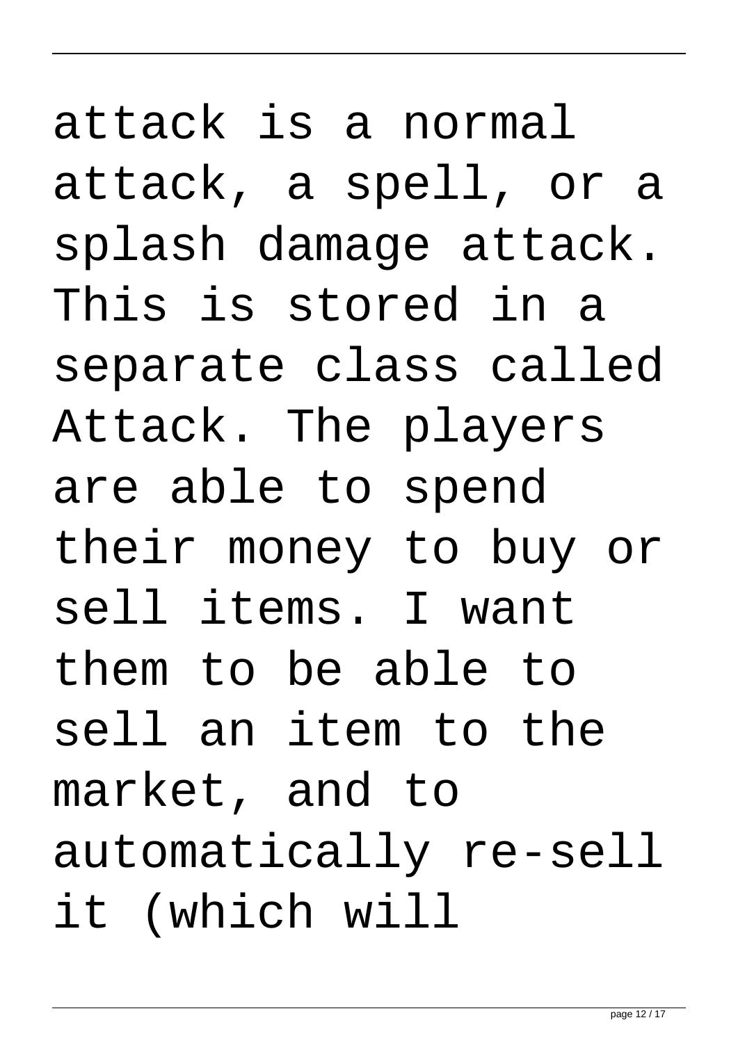attack is a normal attack, a spell, or a splash damage attack. This is stored in a separate class called Attack. The players are able to spend their money to buy or sell items. I want them to be able to sell an item to the market, and to automatically re-sell it (which will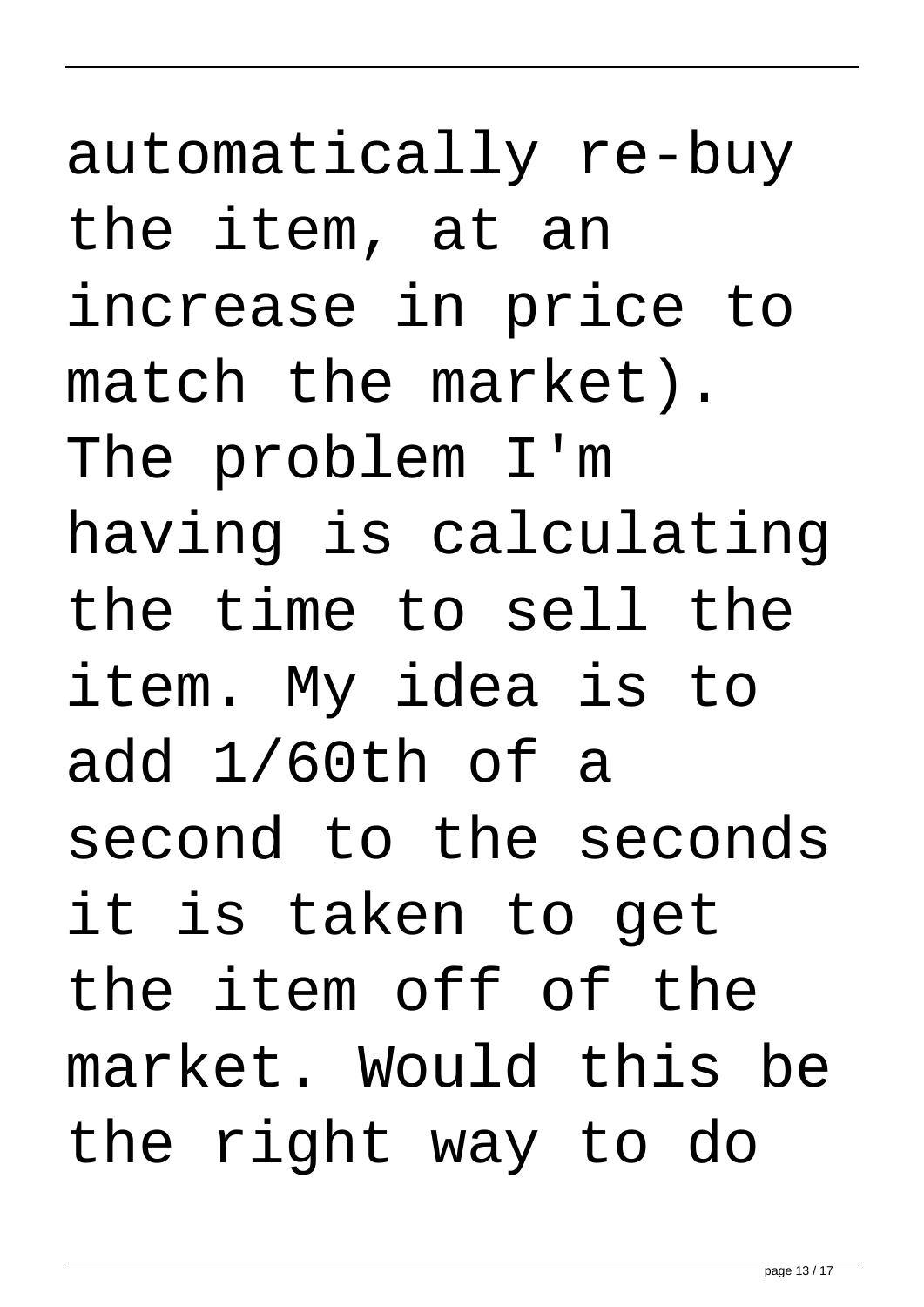automatically re-buy the item, at an increase in price to match the market). The problem I'm having is calculating the time to sell the item. My idea is to add 1/60th of a second to the seconds it is taken to get the item off of the market. Would this be the right way to do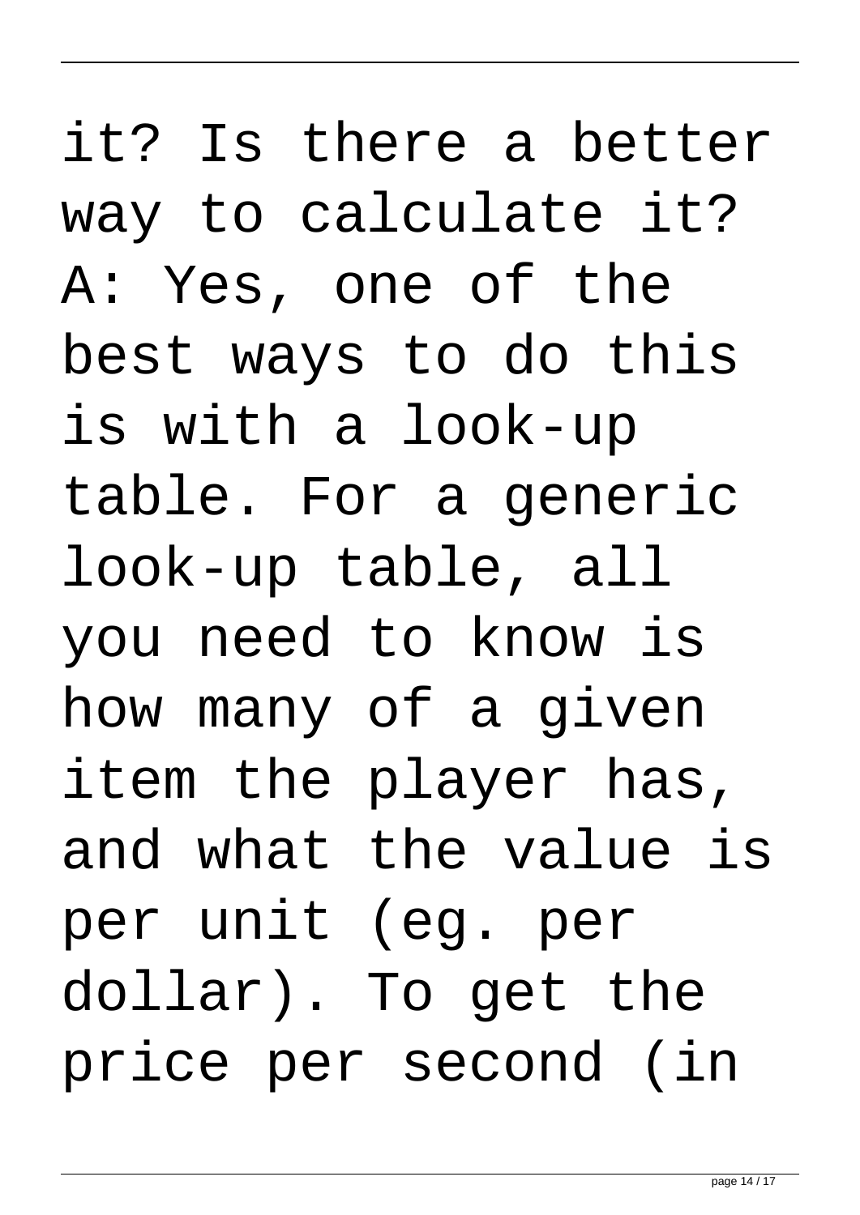it? Is there a better way to calculate it? A: Yes, one of the best ways to do this is with a look-up table. For a generic look-up table, all you need to know is how many of a given item the player has, and what the value is per unit (eg. per dollar). To get the price per second (in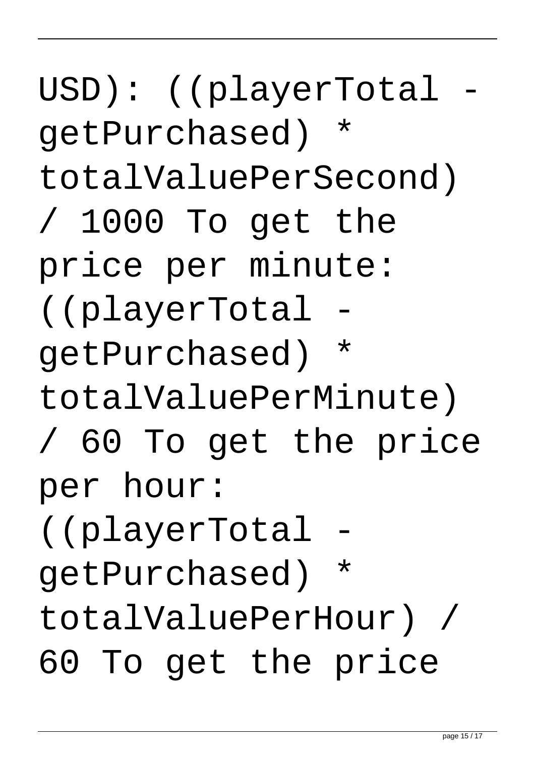USD): ((playerTotal - getPurchased) * totalValuePerSecond) / 1000 To get the price per minute: ((playerTotal - getPurchased) * totalValuePerMinute) / 60 To get the price per hour: ((playerTotal - getPurchased) * totalValuePerHour) / 60 To get the price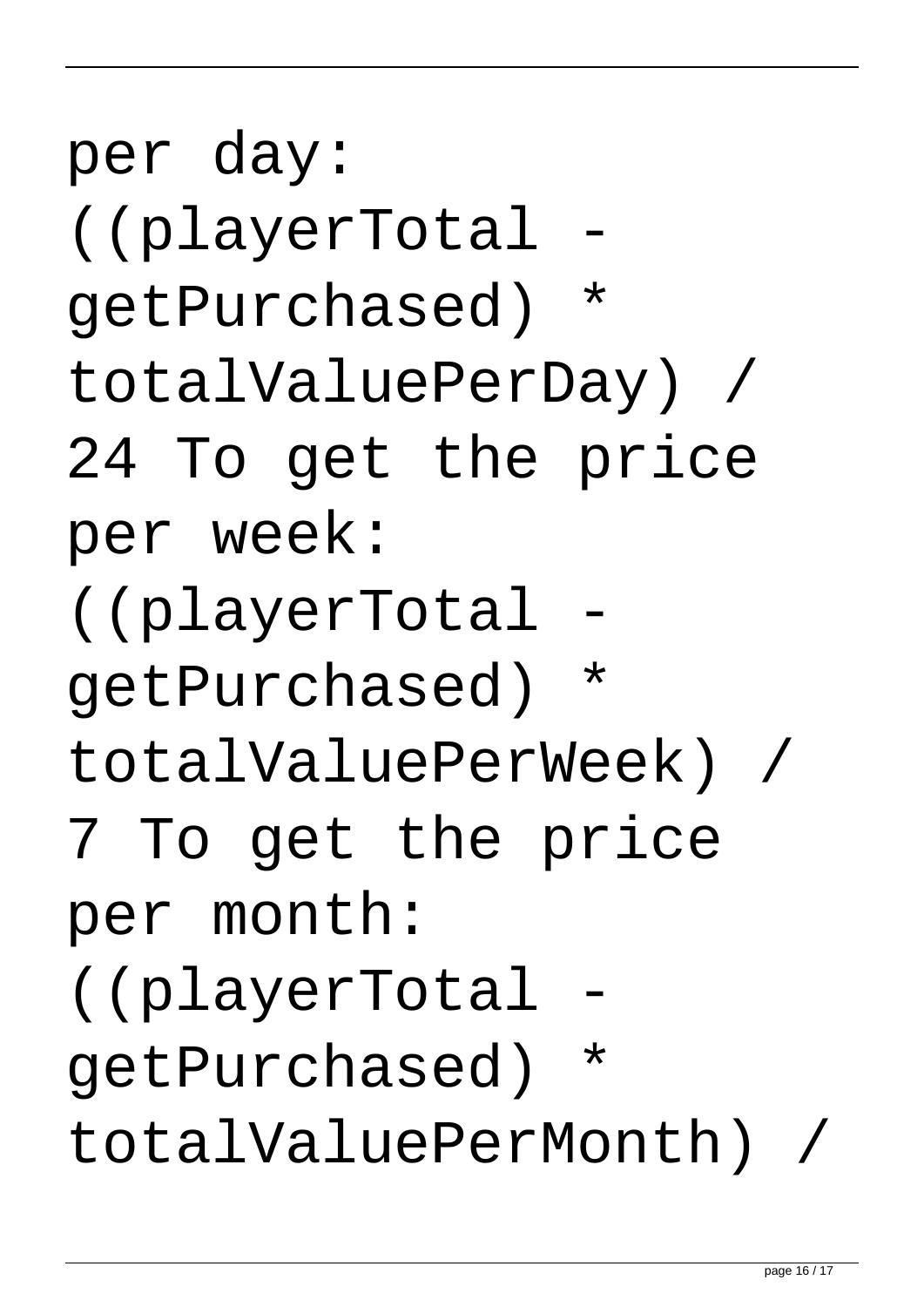per day: ((playerTotal - getPurchased) * totalValuePerDay) / 24 To get the price per week: ((playerTotal - getPurchased) * totalValuePerWeek) / 7 To get the price per month: ((playerTotal - getPurchased) * totalValuePerMonth) /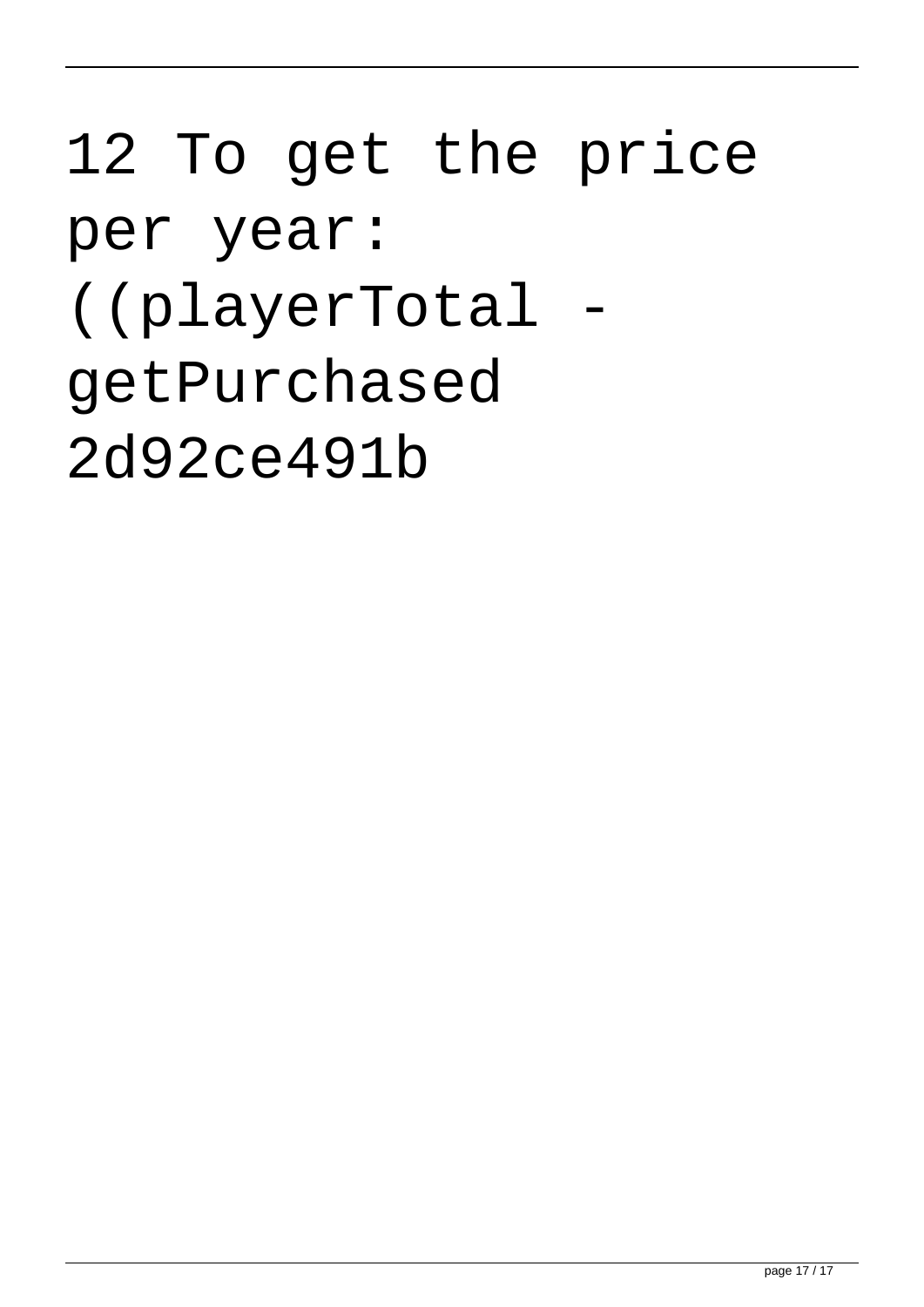12 To get the price per year: ((playerTotal - getPurchased 2d92ce491b